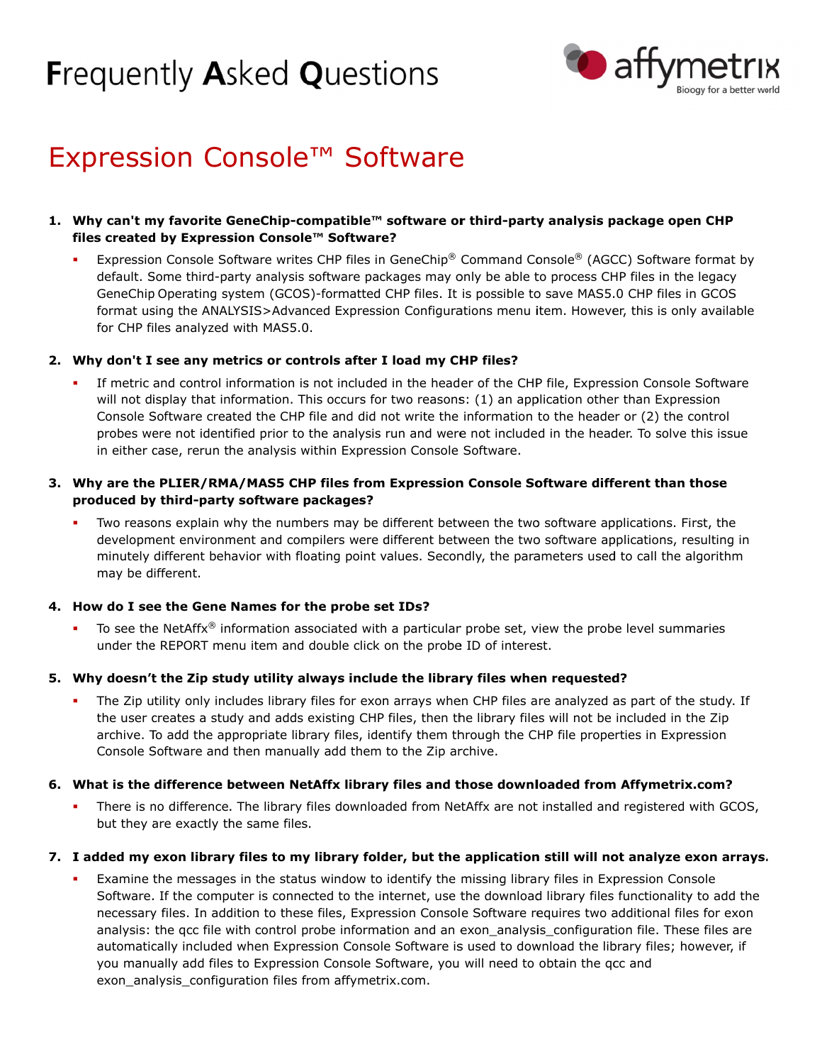# Frequently Asked Questions

## Expression Console™ Software

1. **Why can't my favorite GeneChip-compatible™ software or third-party analysis package open CHP files created by Expression Console™ Software?**
   - Expression Console Software writes CHP files in GeneChip® Command Console® (AGCC) Software format by default. Some third-party analysis software packages may only be able to process CHP files in the legacy GeneChip Operating system (GCOS)-formatted CHP files. It is possible to save MAS5.0 CHP files in GCOS format using the ANALYSIS>Advanced Expression Configurations menu item. However, this is only available for CHP files analyzed with MAS5.0.

2. **Why don't I see any metrics or controls after I load my CHP files?**
   - If metric and control information is not included in the header of the CHP file, Expression Console Software will not display that information. This occurs for two reasons: (1) an application other than Expression Console Software created the CHP file and did not write the information to the header or (2) the control probes were not identified prior to the analysis run and were not included in the header. To solve this issue in either case, rerun the analysis within Expression Console Software.

3. **Why are the PLIER/RMA/MAS5 CHP files from Expression Console Software different than those produced by third-party software packages?**
   - Two reasons explain why the numbers may be different between the two software applications. First, the development environment and compilers were different between the two software applications, resulting in minutely different behavior with floating point values. Secondly, the parameters used to call the algorithm may be different.

4. **How do I see the Gene Names for the probe set IDs?**
   - To see the NetAffx® information associated with a particular probe set, view the probe level summaries under the REPORT menu item and double click on the probe ID of interest.

5. **Why doesn't the Zip study utility always include the library files when requested?**
   - The Zip utility only includes library files for exon arrays when CHP files are analyzed as part of the study. If the user creates a study and adds existing CHP files, then the library files will not be included in the Zip archive. To add the appropriate library files, identify them through the CHP file properties in Expression Console Software and then manually add them to the Zip archive.

6. **What is the difference between NetAffx library files and those downloaded from Affymetrix.com?**
   - There is no difference. The library files downloaded from NetAffx are not installed and registered with GCOS, but they are exactly the same files.

7. **I added my exon library files to my library folder, but the application still will not analyze exon arrays.**
   - Examine the messages in the status window to identify the missing library files in Expression Console Software. If the computer is connected to the internet, use the download library files functionality to add the necessary files. In addition to these files, Expression Console Software requires two additional files for exon analysis: the qcc file with control probe information and an exon_analysis_configuration file. These files are automatically included when Expression Console Software is used to download the library files; however, if you manually add files to Expression Console Software, you will need to obtain the qcc and exon_analysis_configuration files from affymetrix.com.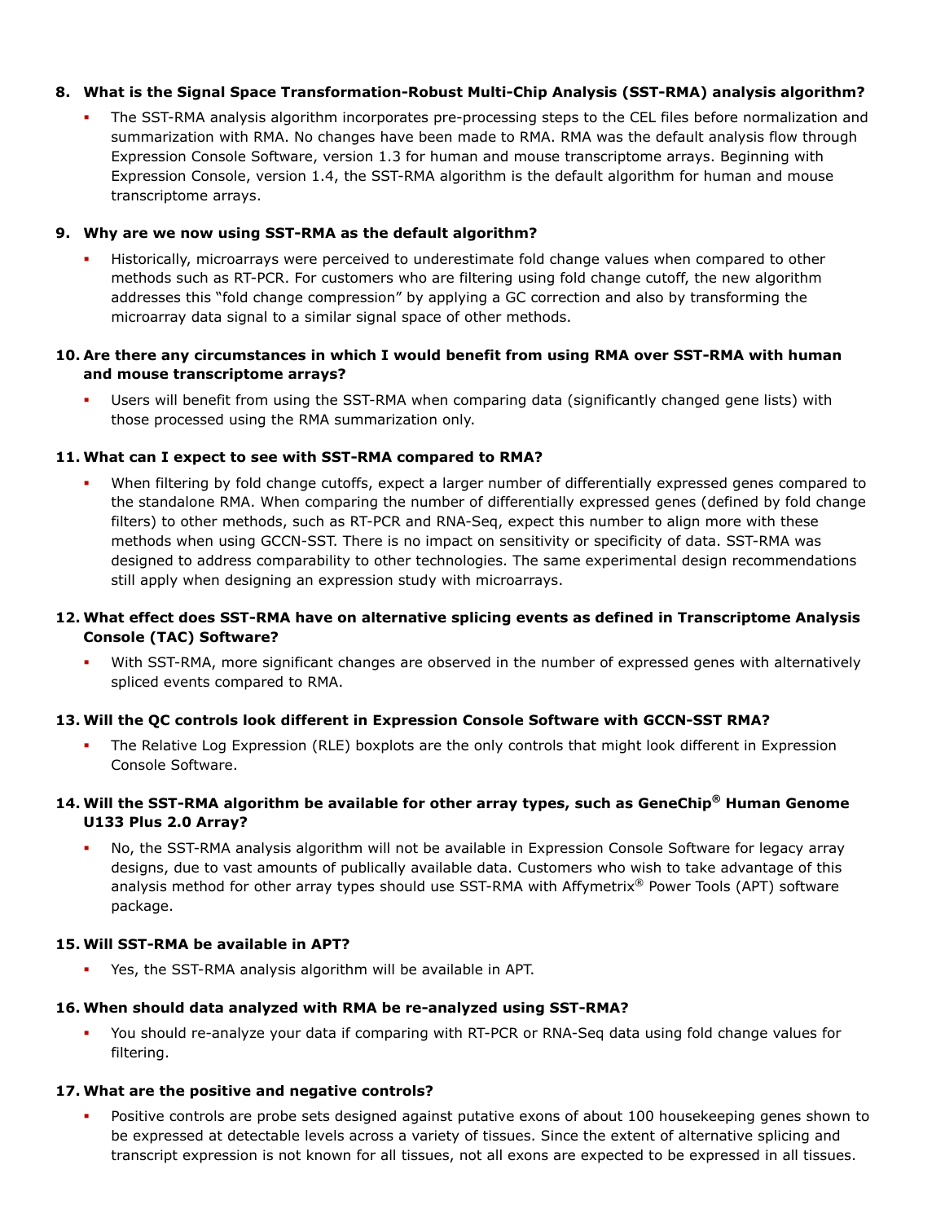**8. What is the Signal Space Transformation-Robust Multi-Chip Analysis (SST-RMA) analysis algorithm?**

- The SST-RMA analysis algorithm incorporates pre-processing steps to the CEL files before normalization and summarization with RMA. No changes have been made to RMA. RMA was the default analysis flow through Expression Console Software, version 1.3 for human and mouse transcriptome arrays. Beginning with Expression Console, version 1.4, the SST-RMA algorithm is the default algorithm for human and mouse transcriptome arrays.

**9. Why are we now using SST-RMA as the default algorithm?**

- Historically, microarrays were perceived to underestimate fold change values when compared to other methods such as RT-PCR. For customers who are filtering using fold change cutoff, the new algorithm addresses this "fold change compression" by applying a GC correction and also by transforming the microarray data signal to a similar signal space of other methods.

**10. Are there any circumstances in which I would benefit from using RMA over SST-RMA with human and mouse transcriptome arrays?**

- Users will benefit from using the SST-RMA when comparing data (significantly changed gene lists) with those processed using the RMA summarization only.

**11. What can I expect to see with SST-RMA compared to RMA?**

- When filtering by fold change cutoffs, expect a larger number of differentially expressed genes compared to the standalone RMA. When comparing the number of differentially expressed genes (defined by fold change filters) to other methods, such as RT-PCR and RNA-Seq, expect this number to align more with these methods when using GCCN-SST. There is no impact on sensitivity or specificity of data. SST-RMA was designed to address comparability to other technologies. The same experimental design recommendations still apply when designing an expression study with microarrays.

**12. What effect does SST-RMA have on alternative splicing events as defined in Transcriptome Analysis Console (TAC) Software?**

- With SST-RMA, more significant changes are observed in the number of expressed genes with alternatively spliced events compared to RMA.

**13. Will the QC controls look different in Expression Console Software with GCCN-SST RMA?**

- The Relative Log Expression (RLE) boxplots are the only controls that might look different in Expression Console Software.

**14. Will the SST-RMA algorithm be available for other array types, such as GeneChip® Human Genome U133 Plus 2.0 Array?**

- No, the SST-RMA analysis algorithm will not be available in Expression Console Software for legacy array designs, due to vast amounts of publically available data. Customers who wish to take advantage of this analysis method for other array types should use SST-RMA with Affymetrix® Power Tools (APT) software package.

**15. Will SST-RMA be available in APT?**

- Yes, the SST-RMA analysis algorithm will be available in APT.

**16. When should data analyzed with RMA be re-analyzed using SST-RMA?**

- You should re-analyze your data if comparing with RT-PCR or RNA-Seq data using fold change values for filtering.

**17. What are the positive and negative controls?**

- Positive controls are probe sets designed against putative exons of about 100 housekeeping genes shown to be expressed at detectable levels across a variety of tissues. Since the extent of alternative splicing and transcript expression is not known for all tissues, not all exons are expected to be expressed in all tissues.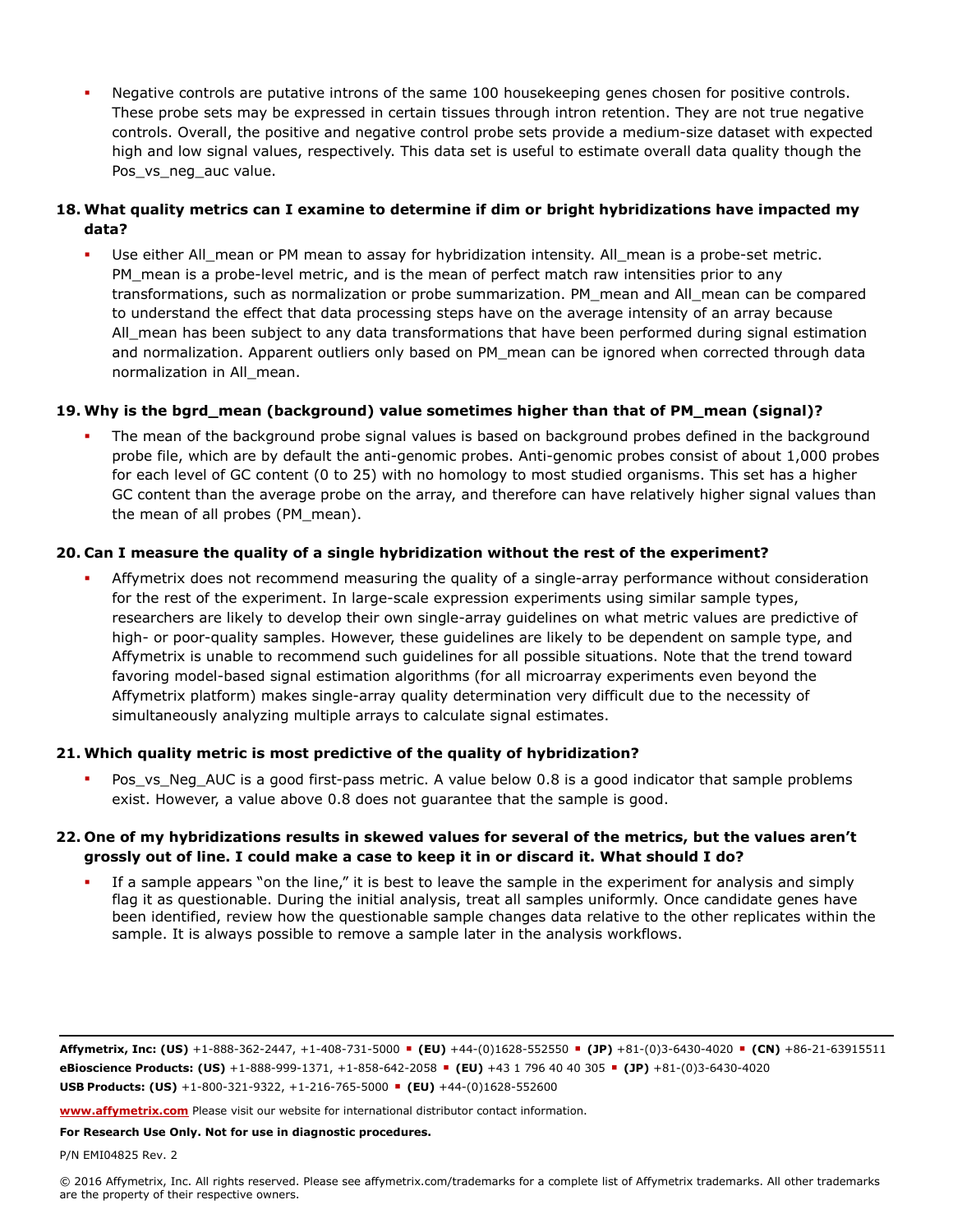- Negative controls are putative introns of the same 100 housekeeping genes chosen for positive controls. These probe sets may be expressed in certain tissues through intron retention. They are not true negative controls. Overall, the positive and negative control probe sets provide a medium-size dataset with expected high and low signal values, respectively. This data set is useful to estimate overall data quality though the Pos_vs_neg_auc value.

**18. What quality metrics can I examine to determine if dim or bright hybridizations have impacted my data?**

- Use either All_mean or PM mean to assay for hybridization intensity. All_mean is a probe-set metric. PM_mean is a probe-level metric, and is the mean of perfect match raw intensities prior to any transformations, such as normalization or probe summarization. PM_mean and All_mean can be compared to understand the effect that data processing steps have on the average intensity of an array because All_mean has been subject to any data transformations that have been performed during signal estimation and normalization. Apparent outliers only based on PM_mean can be ignored when corrected through data normalization in All_mean.

**19. Why is the bgrd_mean (background) value sometimes higher than that of PM_mean (signal)?**

- The mean of the background probe signal values is based on background probes defined in the background probe file, which are by default the anti-genomic probes. Anti-genomic probes consist of about 1,000 probes for each level of GC content (0 to 25) with no homology to most studied organisms. This set has a higher GC content than the average probe on the array, and therefore can have relatively higher signal values than the mean of all probes (PM_mean).

**20. Can I measure the quality of a single hybridization without the rest of the experiment?**

- Affymetrix does not recommend measuring the quality of a single-array performance without consideration for the rest of the experiment. In large-scale expression experiments using similar sample types, researchers are likely to develop their own single-array guidelines on what metric values are predictive of high- or poor-quality samples. However, these guidelines are likely to be dependent on sample type, and Affymetrix is unable to recommend such guidelines for all possible situations. Note that the trend toward favoring model-based signal estimation algorithms (for all microarray experiments even beyond the Affymetrix platform) makes single-array quality determination very difficult due to the necessity of simultaneously analyzing multiple arrays to calculate signal estimates.

**21. Which quality metric is most predictive of the quality of hybridization?**

- Pos_vs_Neg_AUC is a good first-pass metric. A value below 0.8 is a good indicator that sample problems exist. However, a value above 0.8 does not guarantee that the sample is good.

**22. One of my hybridizations results in skewed values for several of the metrics, but the values aren't grossly out of line. I could make a case to keep it in or discard it. What should I do?**

- If a sample appears "on the line," it is best to leave the sample in the experiment for analysis and simply flag it as questionable. During the initial analysis, treat all samples uniformly. Once candidate genes have been identified, review how the questionable sample changes data relative to the other replicates within the sample. It is always possible to remove a sample later in the analysis workflows.

---

**Affymetrix, Inc: (US)** +1-888-362-2447, +1-408-731-5000 ▪ **(EU)** +44-(0)1628-552550 ▪ **(JP)** +81-(0)3-6430-4020 ▪ **(CN)** +86-21-63915511
**eBioscience Products: (US)** +1-888-999-1371, +1-858-642-2058 ▪ **(EU)** +43 1 796 40 40 305 ▪ **(JP)** +81-(0)3-6430-4020
**USB Products: (US)** +1-800-321-9322, +1-216-765-5000 ▪ **(EU)** +44-(0)1628-552600

**www.affymetrix.com** Please visit our website for international distributor contact information.

**For Research Use Only. Not for use in diagnostic procedures.**

P/N EMI04825 Rev. 2

© 2016 Affymetrix, Inc. All rights reserved. Please see affymetrix.com/trademarks for a complete list of Affymetrix trademarks. All other trademarks are the property of their respective owners.